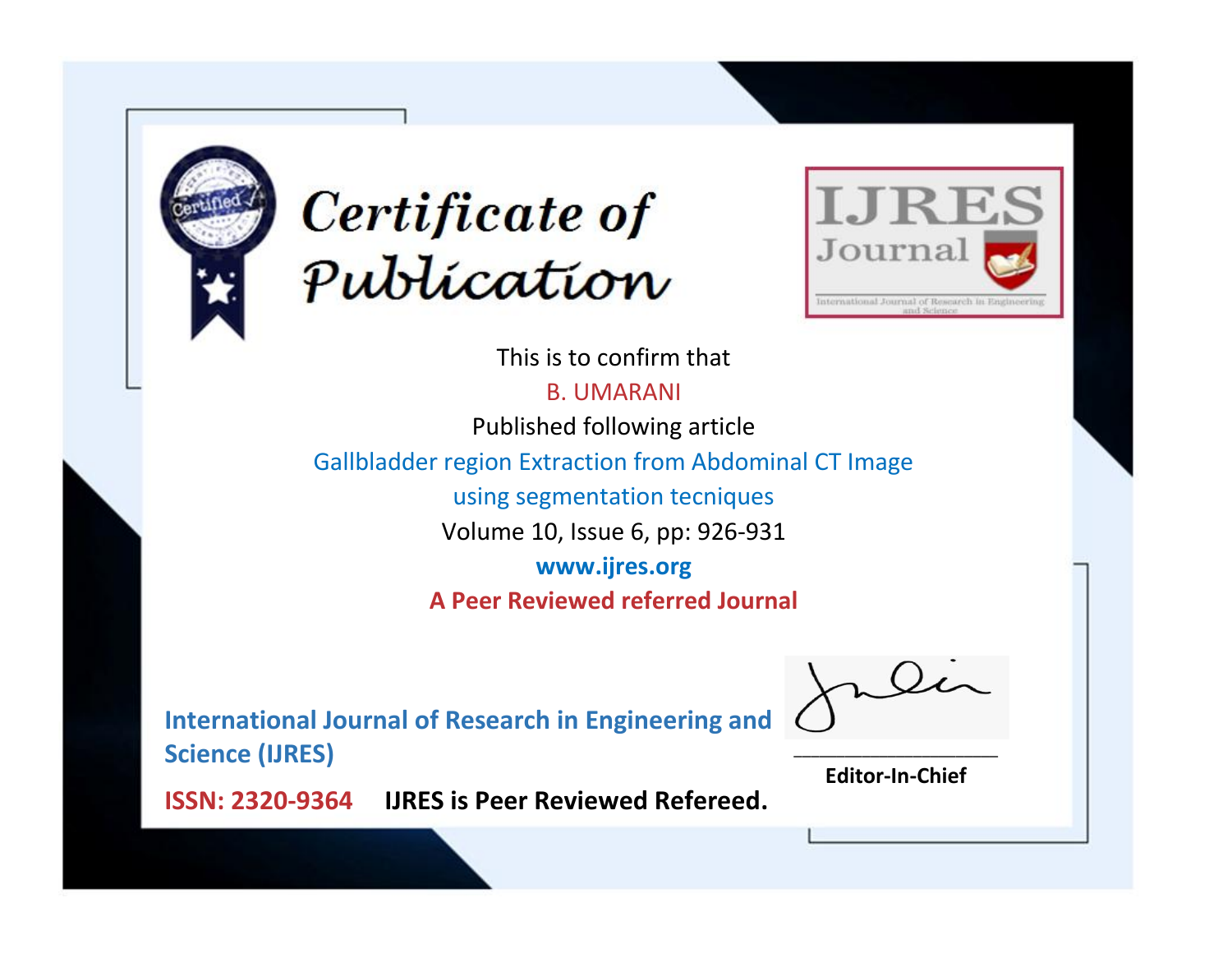# Certificate of Publication

IJRES Journal

International Journal of Research in Engineering and Science

This is to confirm that

B. UMARANI

Published following article

Gallbladder region Extraction from Abdominal CT Image using segmentation tecniques

Volume 10, Issue 6, pp: 926-931

**www.ijres.org**

**A Peer Reviewed referred Journal**

**International Journal of Research in Engineering and Science (IJRES)**

**ISSN: 2320-9364** **IJRES is Peer Reviewed Refereed.**

**Editor-In-Chief**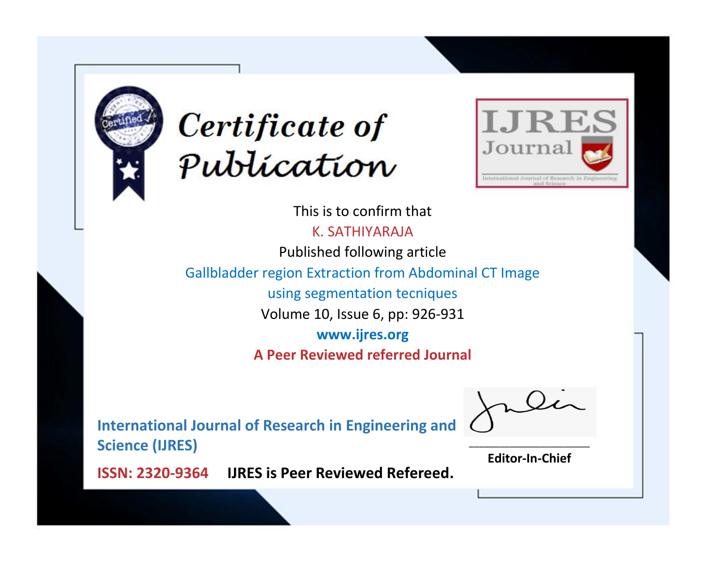# Certificate of Publication

IJRES Journal

International Journal of Research in Engineering and Science

This is to confirm that

K. SATHIYARAJA

Published following article

Gallbladder region Extraction from Abdominal CT Image using segmentation tecniques

Volume 10, Issue 6, pp: 926-931

**www.ijres.org**

**A Peer Reviewed referred Journal**

**International Journal of Research in Engineering and Science (IJRES)**

**ISSN: 2320-9364** **IJRES is Peer Reviewed Refereed.**

**Editor-In-Chief**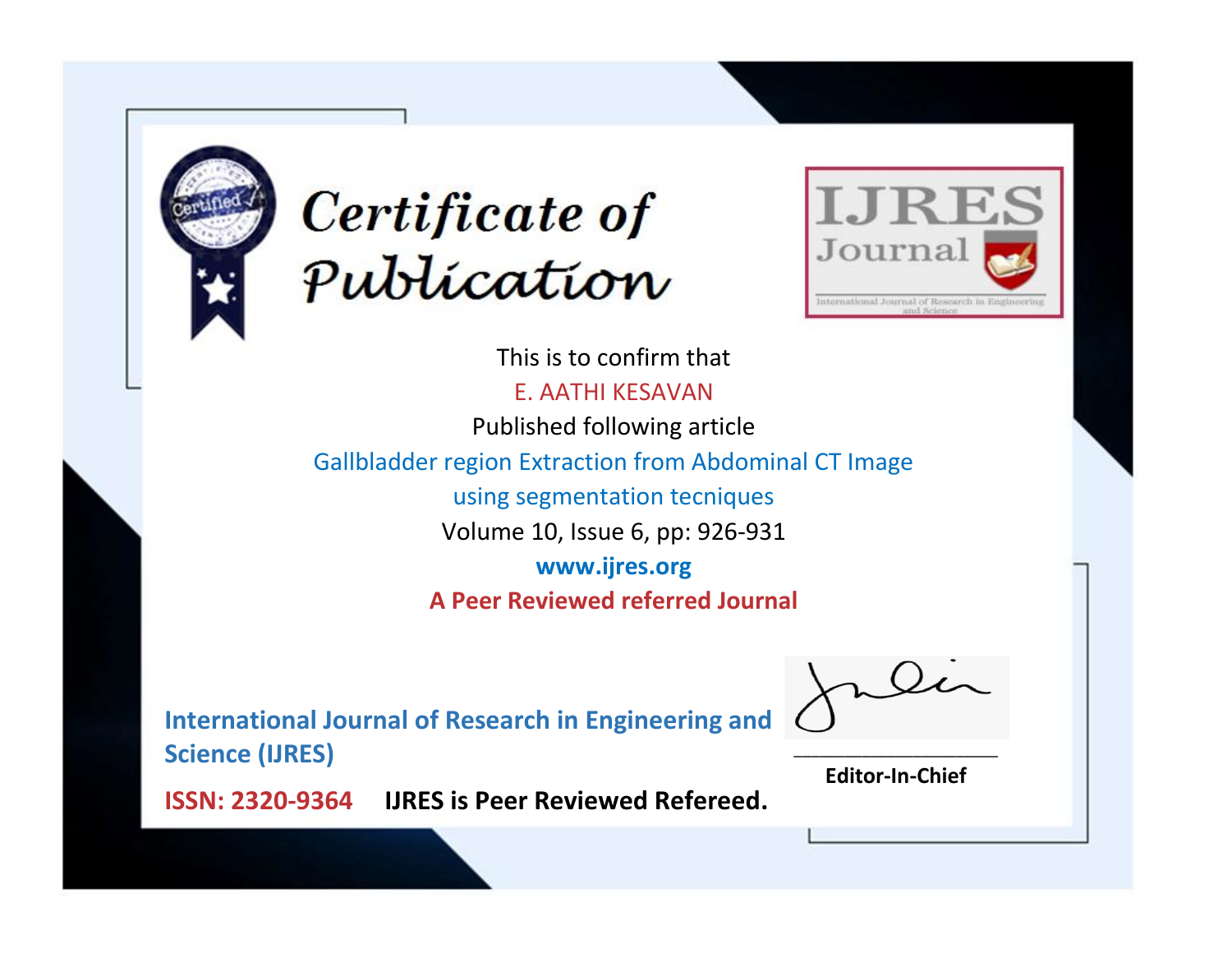# Certificate of Publication

IJRES Journal

International Journal of Research in Engineering and Science

This is to confirm that

E. AATHI KESAVAN

Published following article

Gallbladder region Extraction from Abdominal CT Image using segmentation tecniques

Volume 10, Issue 6, pp: 926-931

www.ijres.org

**A Peer Reviewed referred Journal**

**International Journal of Research in Engineering and Science (IJRES)**

**ISSN: 2320-9364** **IJRES is Peer Reviewed Refereed.**

**Editor-In-Chief**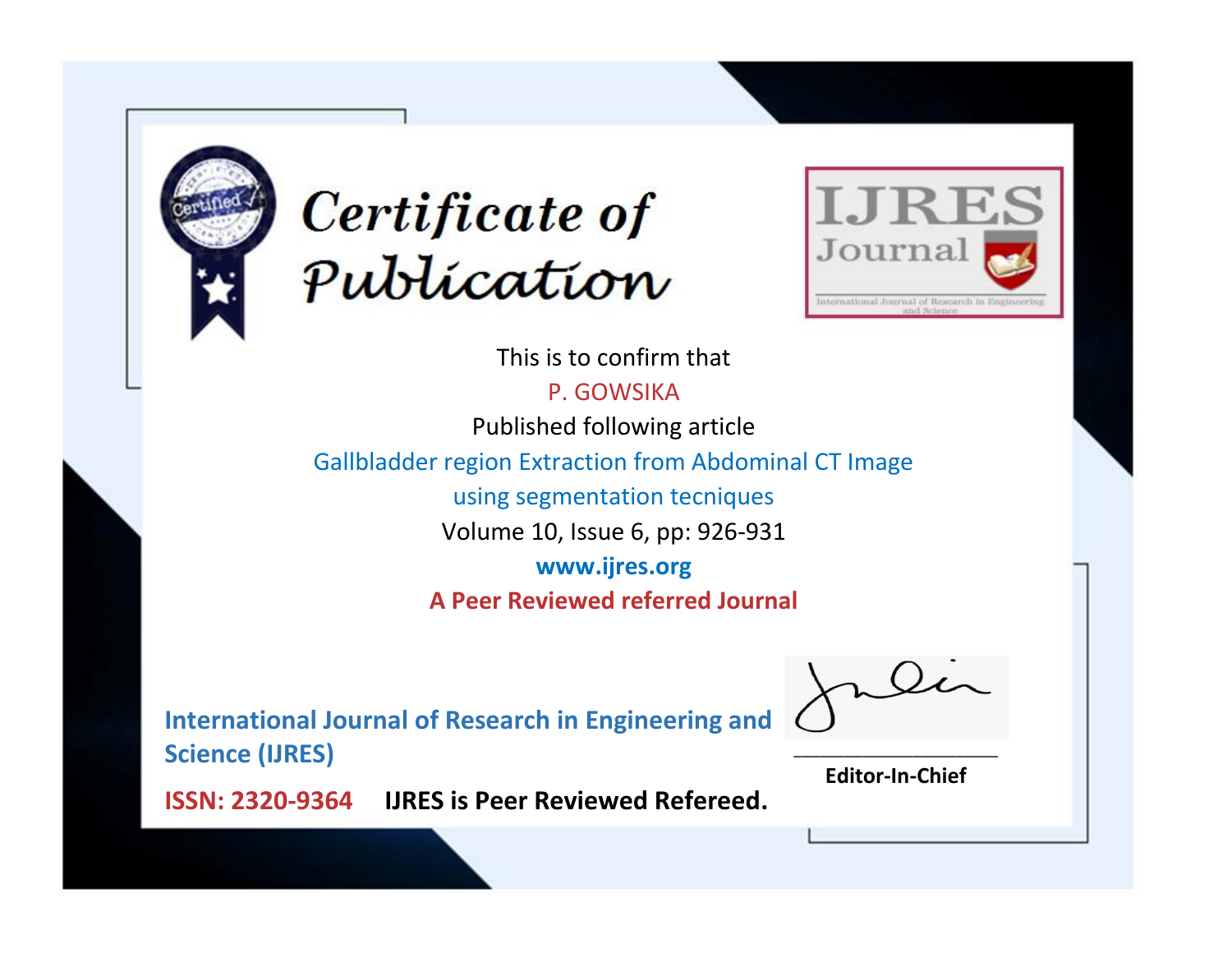# Certificate of Publication

IJRES Journal

International Journal of Research in Engineering and Science

This is to confirm that

P. GOWSIKA

Published following article

Gallbladder region Extraction from Abdominal CT Image using segmentation tecniques

Volume 10, Issue 6, pp: 926-931

**www.ijres.org**

**A Peer Reviewed referred Journal**

**International Journal of Research in Engineering and Science (IJRES)**

**ISSN: 2320-9364** **IJRES is Peer Reviewed Refereed.**

**Editor-In-Chief**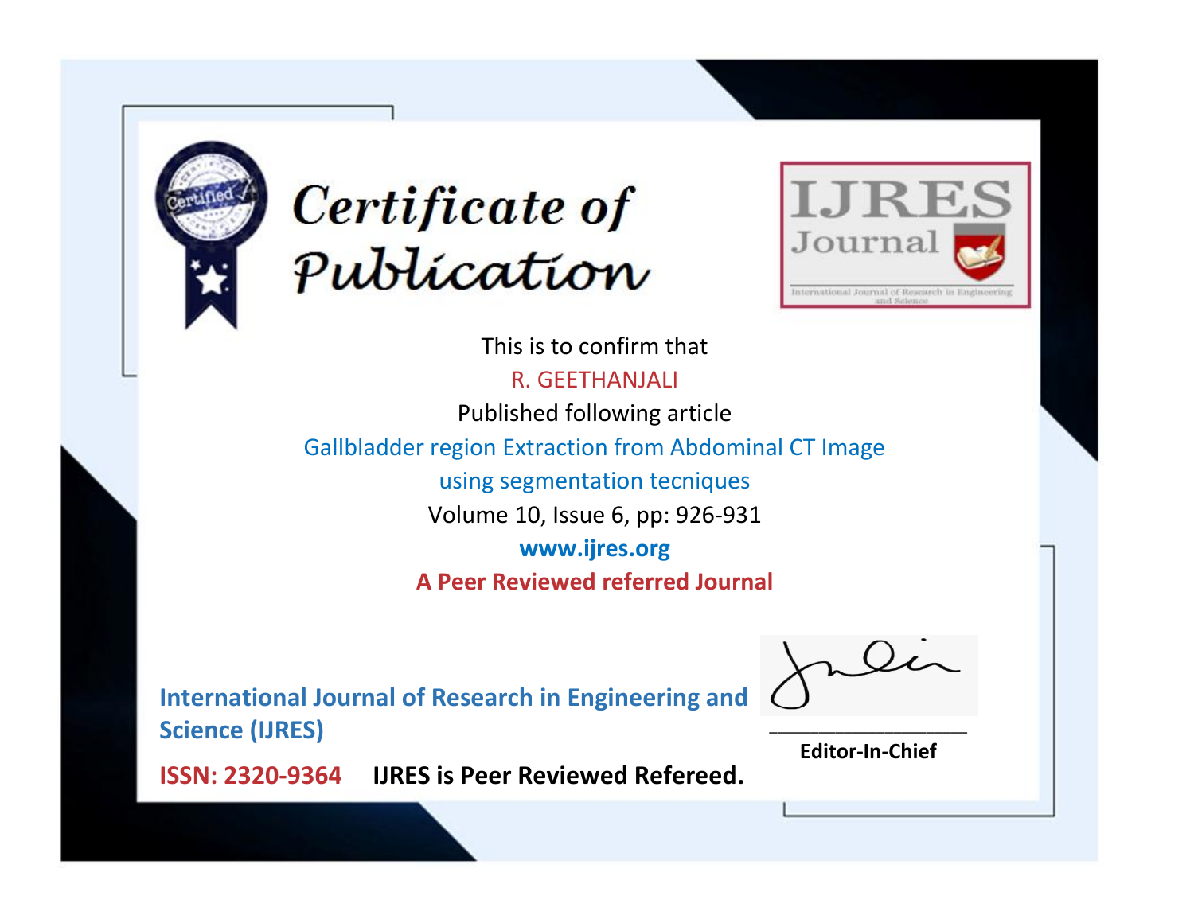# Certificate of Publication

IJRES Journal

International Journal of Research in Engineering and Science

This is to confirm that

R. GEETHANJALI

Published following article

Gallbladder region Extraction from Abdominal CT Image using segmentation tecniques

Volume 10, Issue 6, pp: 926-931

**www.ijres.org**

**A Peer Reviewed referred Journal**

**International Journal of Research in Engineering and Science (IJRES)**

**ISSN: 2320-9364** **IJRES is Peer Reviewed Refereed.**

**Editor-In-Chief**